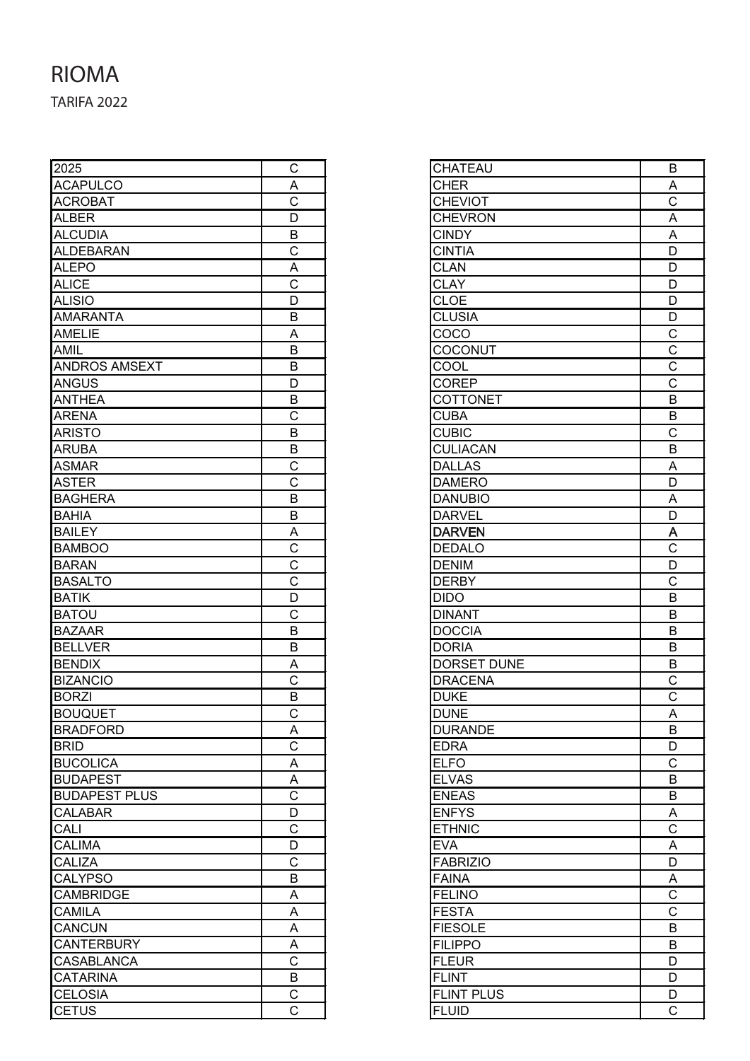# RIOMA

TARIFA 2022

| 2025 | C |
|---|---|
| ACAPULCO | A |
| ACROBAT | C |
| ALBER | D |
| ALCUDIA | B |
| ALDEBARAN | C |
| ALEPO | A |
| ALICE | C |
| ALISIO | D |
| AMARANTA | B |
| AMELIE | A |
| AMIL | B |
| ANDROS AMSEXT | B |
| ANGUS | D |
| ANTHEA | B |
| ARENA | C |
| ARISTO | B |
| ARUBA | B |
| ASMAR | C |
| ASTER | C |
| BAGHERA | B |
| BAHIA | B |
| BAILEY | A |
| BAMBOO | C |
| BARAN | C |
| BASALTO | C |
| BATIK | D |
| BATOU | C |
| BAZAAR | B |
| BELLVER | B |
| BENDIX | A |
| BIZANCIO | C |
| BORZI | B |
| BOUQUET | C |
| BRADFORD | A |
| BRID | C |
| BUCOLICA | A |
| BUDAPEST | A |
| BUDAPEST PLUS | C |
| CALABAR | D |
| CALI | C |
| CALIMA | D |
| CALIZA | C |
| CALYPSO | B |
| CAMBRIDGE | A |
| CAMILA | A |
| CANCUN | A |
| CANTERBURY | A |
| CASABLANCA | C |
| CATARINA | B |
| CELOSIA | C |
| CETUS | C |

| CHATEAU | B |
|---|---|
| CHER | A |
| CHEVIOT | C |
| CHEVRON | A |
| CINDY | A |
| CINTIA | D |
| CLAN | D |
| CLAY | D |
| CLOE | D |
| CLUSIA | D |
| COCO | C |
| COCONUT | C |
| COOL | C |
| COREP | C |
| COTTONET | B |
| CUBA | B |
| CUBIC | C |
| CULIACAN | B |
| DALLAS | A |
| DAMERO | D |
| DANUBIO | A |
| DARVEL | D |
| DARVEN | A |
| DEDALO | C |
| DENIM | D |
| DERBY | C |
| DIDO | B |
| DINANT | B |
| DOCCIA | B |
| DORIA | B |
| DORSET DUNE | B |
| DRACENA | C |
| DUKE | C |
| DUNE | A |
| DURANDE | B |
| EDRA | D |
| ELFO | C |
| ELVAS | B |
| ENEAS | B |
| ENFYS | A |
| ETHNIC | C |
| EVA | A |
| FABRIZIO | D |
| FAINA | A |
| FELINO | C |
| FESTA | C |
| FIESOLE | B |
| FILIPPO | B |
| FLEUR | D |
| FLINT | D |
| FLINT PLUS | D |
| FLUID | C |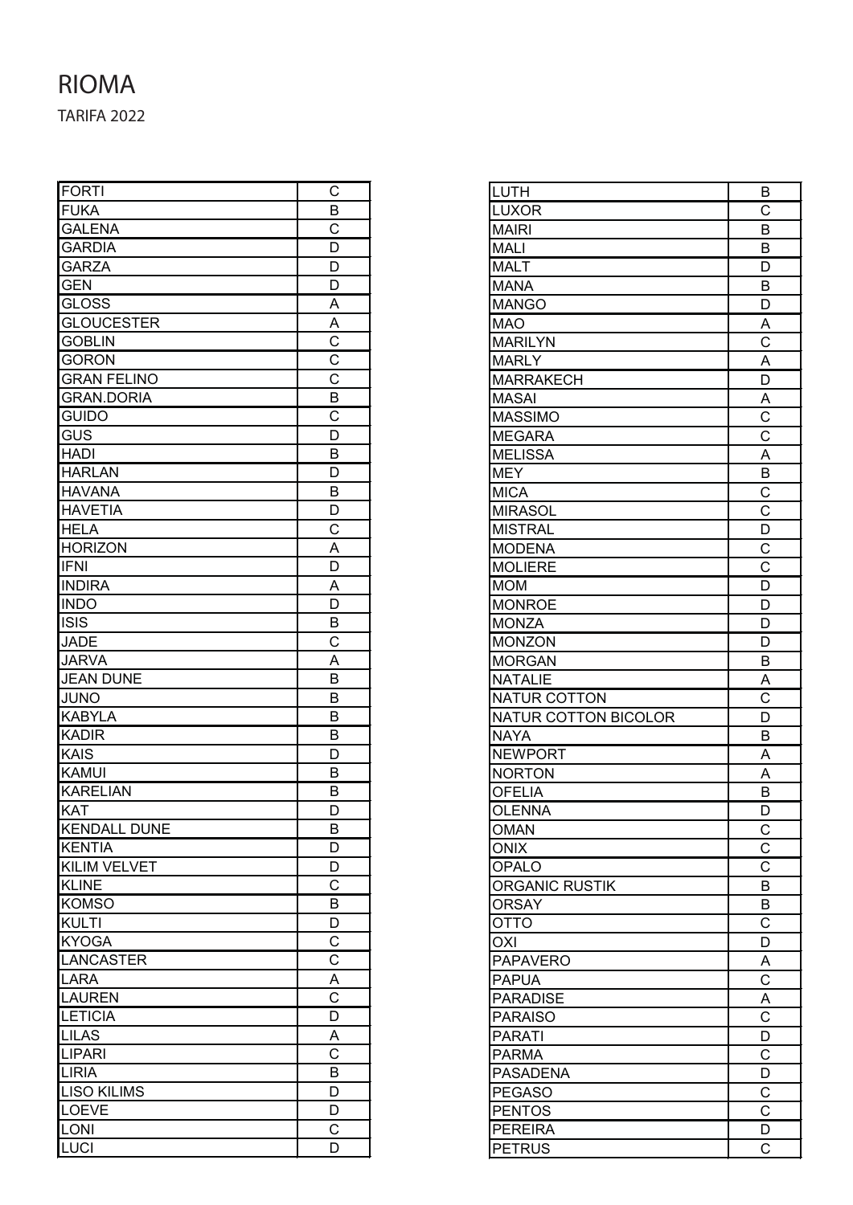# RIOMA

TARIFA 2022

| | |
|---|---|
| FORTI | C |
| FUKA | B |
| GALENA | C |
| GARDIA | D |
| GARZA | D |
| GEN | D |
| GLOSS | A |
| GLOUCESTER | A |
| GOBLIN | C |
| GORON | C |
| GRAN FELINO | C |
| GRAN.DORIA | B |
| GUIDO | C |
| GUS | D |
| HADI | B |
| HARLAN | D |
| HAVANA | B |
| HAVETIA | D |
| HELA | C |
| HORIZON | A |
| IFNI | D |
| INDIRA | A |
| INDO | D |
| ISIS | B |
| JADE | C |
| JARVA | A |
| JEAN DUNE | B |
| JUNO | B |
| KABYLA | B |
| KADIR | B |
| KAIS | D |
| KAMUI | B |
| KARELIAN | B |
| KAT | D |
| KENDALL DUNE | B |
| KENTIA | D |
| KILIM VELVET | D |
| KLINE | C |
| KOMSO | B |
| KULTI | D |
| KYOGA | C |
| LANCASTER | C |
| LARA | A |
| LAUREN | C |
| LETICIA | D |
| LILAS | A |
| LIPARI | C |
| LIRIA | B |
| LISO KILIMS | D |
| LOEVE | D |
| LONI | C |
| LUCI | D |

| | |
|---|---|
| LUTH | B |
| LUXOR | C |
| MAIRI | B |
| MALI | B |
| MALT | D |
| MANA | B |
| MANGO | D |
| MAO | A |
| MARILYN | C |
| MARLY | A |
| MARRAKECH | D |
| MASAI | A |
| MASSIMO | C |
| MEGARA | C |
| MELISSA | A |
| MEY | B |
| MICA | C |
| MIRASOL | C |
| MISTRAL | D |
| MODENA | C |
| MOLIERE | C |
| MOM | D |
| MONROE | D |
| MONZA | D |
| MONZON | D |
| MORGAN | B |
| NATALIE | A |
| NATUR COTTON | C |
| NATUR COTTON BICOLOR | D |
| NAYA | B |
| NEWPORT | A |
| NORTON | A |
| OFELIA | B |
| OLENNA | D |
| OMAN | C |
| ONIX | C |
| OPALO | C |
| ORGANIC RUSTIK | B |
| ORSAY | B |
| OTTO | C |
| OXI | D |
| PAPAVERO | A |
| PAPUA | C |
| PARADISE | A |
| PARAISO | C |
| PARATI | D |
| PARMA | C |
| PASADENA | D |
| PEGASO | C |
| PENTOS | C |
| PEREIRA | D |
| PETRUS | C |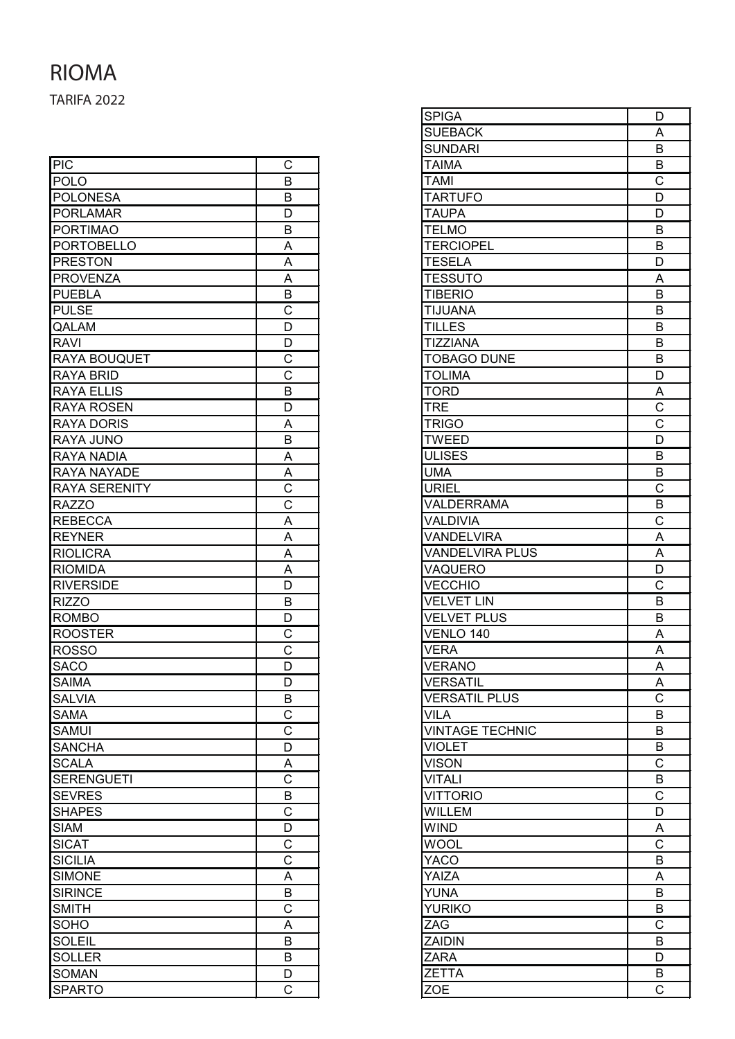# RIOMA

TARIFA 2022

| | |
|---|---|
| PIC | C |
| POLO | B |
| POLONESA | B |
| PORLAMAR | D |
| PORTIMAO | B |
| PORTOBELLO | A |
| PRESTON | A |
| PROVENZA | A |
| PUEBLA | B |
| PULSE | C |
| QALAM | D |
| RAVI | D |
| RAYA BOUQUET | C |
| RAYA BRID | C |
| RAYA ELLIS | B |
| RAYA ROSEN | D |
| RAYA DORIS | A |
| RAYA JUNO | B |
| RAYA NADIA | A |
| RAYA NAYADE | A |
| RAYA SERENITY | C |
| RAZZO | C |
| REBECCA | A |
| REYNER | A |
| RIOLICRA | A |
| RIOMIDA | A |
| RIVERSIDE | D |
| RIZZO | B |
| ROMBO | D |
| ROOSTER | C |
| ROSSO | C |
| SACO | D |
| SAIMA | D |
| SALVIA | B |
| SAMA | C |
| SAMUI | C |
| SANCHA | D |
| SCALA | A |
| SERENGUETI | C |
| SEVRES | B |
| SHAPES | C |
| SIAM | D |
| SICAT | C |
| SICILIA | C |
| SIMONE | A |
| SIRINCE | B |
| SMITH | C |
| SOHO | A |
| SOLEIL | B |
| SOLLER | B |
| SOMAN | D |
| SPARTO | C |

| | |
|---|---|
| SPIGA | D |
| SUEBACK | A |
| SUNDARI | B |
| TAIMA | B |
| TAMI | C |
| TARTUFO | D |
| TAUPA | D |
| TELMO | B |
| TERCIOPEL | B |
| TESELA | D |
| TESSUTO | A |
| TIBERIO | B |
| TIJUANA | B |
| TILLES | B |
| TIZZIANA | B |
| TOBAGO DUNE | B |
| TOLIMA | D |
| TORD | A |
| TRE | C |
| TRIGO | C |
| TWEED | D |
| ULISES | B |
| UMA | B |
| URIEL | C |
| VALDERRAMA | B |
| VALDIVIA | C |
| VANDELVIRA | A |
| VANDELVIRA PLUS | A |
| VAQUERO | D |
| VECCHIO | C |
| VELVET LIN | B |
| VELVET PLUS | B |
| VENLO 140 | A |
| VERA | A |
| VERANO | A |
| VERSATIL | A |
| VERSATIL PLUS | C |
| VILA | B |
| VINTAGE TECHNIC | B |
| VIOLET | B |
| VISON | C |
| VITALI | B |
| VITTORIO | C |
| WILLEM | D |
| WIND | A |
| WOOL | C |
| YACO | B |
| YAIZA | A |
| YUNA | B |
| YURIKO | B |
| ZAG | C |
| ZAIDIN | B |
| ZARA | D |
| ZETTA | B |
| ZOE | C |